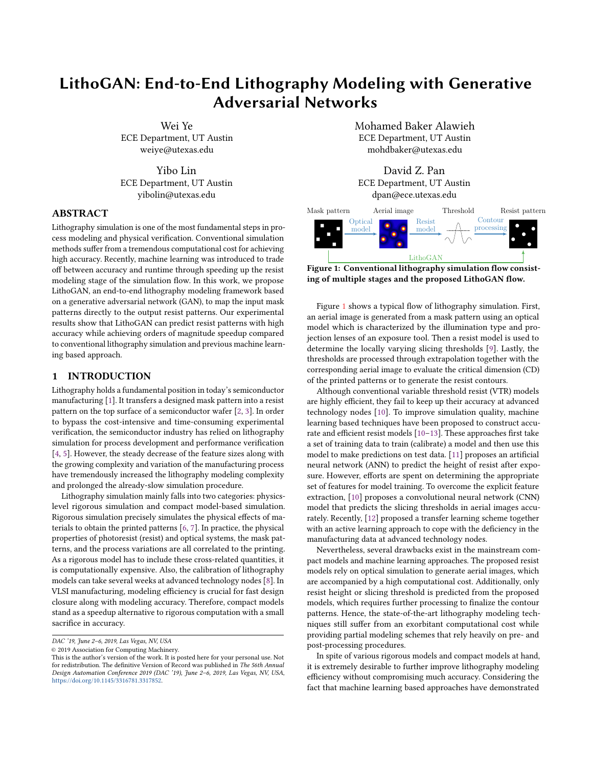# LithoGAN: End-to-End Lithography Modeling with Generative Adversarial Networks

Wei Ye
ECE Department, UT Austin
weiye@utexas.edu

Mohamed Baker Alawieh
ECE Department, UT Austin
mohdbaker@utexas.edu

Yibo Lin
ECE Department, UT Austin
yibolin@utexas.edu

David Z. Pan
ECE Department, UT Austin
dpan@ece.utexas.edu

## ABSTRACT

Lithography simulation is one of the most fundamental steps in process modeling and physical verification. Conventional simulation methods suffer from a tremendous computational cost for achieving high accuracy. Recently, machine learning was introduced to trade off between accuracy and runtime through speeding up the resist modeling stage of the simulation flow. In this work, we propose LithoGAN, an end-to-end lithography modeling framework based on a generative adversarial network (GAN), to map the input mask patterns directly to the output resist patterns. Our experimental results show that LithoGAN can predict resist patterns with high accuracy while achieving orders of magnitude speedup compared to conventional lithography simulation and previous machine learning based approach.

## 1 INTRODUCTION

Lithography holds a fundamental position in today's semiconductor manufacturing [1]. It transfers a designed mask pattern into a resist pattern on the top surface of a semiconductor wafer [2, 3]. In order to bypass the cost-intensive and time-consuming experimental verification, the semiconductor industry has relied on lithography simulation for process development and performance verification [4, 5]. However, the steady decrease of the feature sizes along with the growing complexity and variation of the manufacturing process have tremendously increased the lithography modeling complexity and prolonged the already-slow simulation procedure.

Lithography simulation mainly falls into two categories: physics-level rigorous simulation and compact model-based simulation. Rigorous simulation precisely simulates the physical effects of materials to obtain the printed patterns [6, 7]. In practice, the physical properties of photoresist (resist) and optical systems, the mask patterns, and the process variations are all correlated to the printing. As a rigorous model has to include these cross-related quantities, it is computationally expensive. Also, the calibration of lithography models can take several weeks at advanced technology nodes [8]. In VLSI manufacturing, modeling efficiency is crucial for fast design closure along with modeling accuracy. Therefore, compact models stand as a speedup alternative to rigorous computation with a small sacrifice in accuracy.

DAC '19, June 2–6, 2019, Las Vegas, NV, USA
© 2019 Association for Computing Machinery.
This is the author's version of the work. It is posted here for your personal use. Not for redistribution. The definitive Version of Record was published in *The 56th Annual Design Automation Conference 2019 (DAC '19), June 2–6, 2019, Las Vegas, NV, USA*, https://doi.org/10.1145/3316781.3317852.

Mask pattern → Optical model → Aerial image → Resist model → Threshold → Contour processing → Resist pattern; LithoGAN

**Figure 1: Conventional lithography simulation flow consisting of multiple stages and the proposed LithoGAN flow.**

Figure 1 shows a typical flow of lithography simulation. First, an aerial image is generated from a mask pattern using an optical model which is characterized by the illumination type and projection lenses of an exposure tool. Then a resist model is used to determine the locally varying slicing thresholds [9]. Lastly, the thresholds are processed through extrapolation together with the corresponding aerial image to evaluate the critical dimension (CD) of the printed patterns or to generate the resist contours.

Although conventional variable threshold resist (VTR) models are highly efficient, they fail to keep up their accuracy at advanced technology nodes [10]. To improve simulation quality, machine learning based techniques have been proposed to construct accurate and efficient resist models [10–13]. These approaches first take a set of training data to train (calibrate) a model and then use this model to make predictions on test data. [11] proposes an artificial neural network (ANN) to predict the height of resist after exposure. However, efforts are spent on determining the appropriate set of features for model training. To overcome the explicit feature extraction, [10] proposes a convolutional neural network (CNN) model that predicts the slicing thresholds in aerial images accurately. Recently, [12] proposed a transfer learning scheme together with an active learning approach to cope with the deficiency in the manufacturing data at advanced technology nodes.

Nevertheless, several drawbacks exist in the mainstream compact models and machine learning approaches. The proposed resist models rely on optical simulation to generate aerial images, which are accompanied by a high computational cost. Additionally, only resist height or slicing threshold is predicted from the proposed models, which requires further processing to finalize the contour patterns. Hence, the state-of-the-art lithography modeling techniques still suffer from an exorbitant computational cost while providing partial modeling schemes that rely heavily on pre- and post-processing procedures.

In spite of various rigorous models and compact models at hand, it is extremely desirable to further improve lithography modeling efficiency without compromising much accuracy. Considering the fact that machine learning based approaches have demonstrated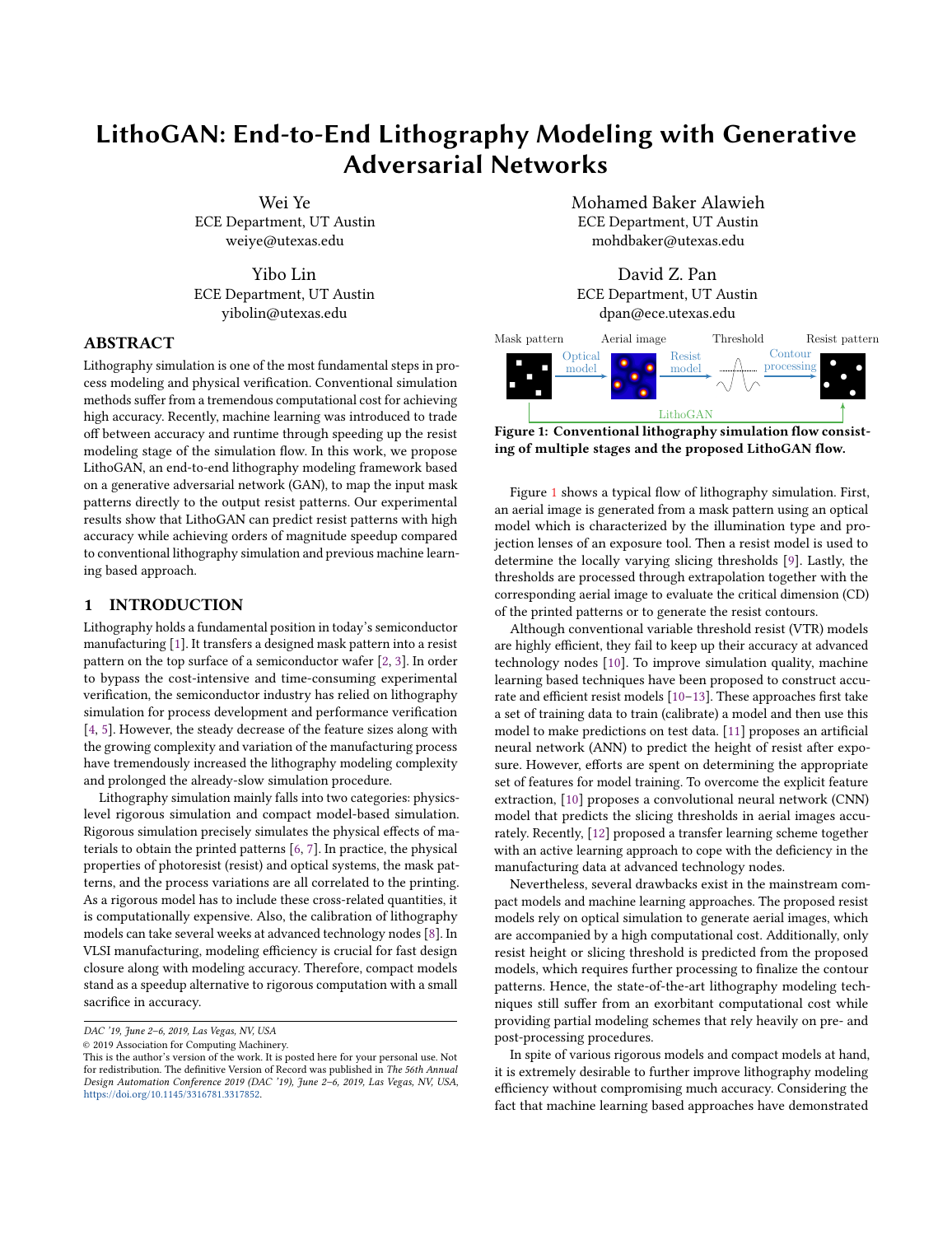# LithoGAN: End-to-End Lithography Modeling with Generative Adversarial Networks

Wei Ye
ECE Department, UT Austin
weiye@utexas.edu

Mohamed Baker Alawieh
ECE Department, UT Austin
mohdbaker@utexas.edu

Yibo Lin
ECE Department, UT Austin
yibolin@utexas.edu

David Z. Pan
ECE Department, UT Austin
dpan@ece.utexas.edu

## ABSTRACT

Lithography simulation is one of the most fundamental steps in process modeling and physical verification. Conventional simulation methods suffer from a tremendous computational cost for achieving high accuracy. Recently, machine learning was introduced to trade off between accuracy and runtime through speeding up the resist modeling stage of the simulation flow. In this work, we propose LithoGAN, an end-to-end lithography modeling framework based on a generative adversarial network (GAN), to map the input mask patterns directly to the output resist patterns. Our experimental results show that LithoGAN can predict resist patterns with high accuracy while achieving orders of magnitude speedup compared to conventional lithography simulation and previous machine learning based approach.

## 1 INTRODUCTION

Lithography holds a fundamental position in today's semiconductor manufacturing [1]. It transfers a designed mask pattern into a resist pattern on the top surface of a semiconductor wafer [2, 3]. In order to bypass the cost-intensive and time-consuming experimental verification, the semiconductor industry has relied on lithography simulation for process development and performance verification [4, 5]. However, the steady decrease of the feature sizes along with the growing complexity and variation of the manufacturing process have tremendously increased the lithography modeling complexity and prolonged the already-slow simulation procedure.

Lithography simulation mainly falls into two categories: physics-level rigorous simulation and compact model-based simulation. Rigorous simulation precisely simulates the physical effects of materials to obtain the printed patterns [6, 7]. In practice, the physical properties of photoresist (resist) and optical systems, the mask patterns, and the process variations are all correlated to the printing. As a rigorous model has to include these cross-related quantities, it is computationally expensive. Also, the calibration of lithography models can take several weeks at advanced technology nodes [8]. In VLSI manufacturing, modeling efficiency is crucial for fast design closure along with modeling accuracy. Therefore, compact models stand as a speedup alternative to rigorous computation with a small sacrifice in accuracy.

DAC '19, June 2–6, 2019, Las Vegas, NV, USA
© 2019 Association for Computing Machinery.
This is the author's version of the work. It is posted here for your personal use. Not for redistribution. The definitive Version of Record was published in *The 56th Annual Design Automation Conference 2019 (DAC '19), June 2–6, 2019, Las Vegas, NV, USA*, https://doi.org/10.1145/3316781.3317852.

Mask pattern — Optical model → Aerial image — Resist model → Threshold — Contour processing → Resist pattern; LithoGAN (direct path from mask pattern to resist pattern)

**Figure 1: Conventional lithography simulation flow consisting of multiple stages and the proposed LithoGAN flow.**

Figure 1 shows a typical flow of lithography simulation. First, an aerial image is generated from a mask pattern using an optical model which is characterized by the illumination type and projection lenses of an exposure tool. Then a resist model is used to determine the locally varying slicing thresholds [9]. Lastly, the thresholds are processed through extrapolation together with the corresponding aerial image to evaluate the critical dimension (CD) of the printed patterns or to generate the resist contours.

Although conventional variable threshold resist (VTR) models are highly efficient, they fail to keep up their accuracy at advanced technology nodes [10]. To improve simulation quality, machine learning based techniques have been proposed to construct accurate and efficient resist models [10–13]. These approaches first take a set of training data to train (calibrate) a model and then use this model to make predictions on test data. [11] proposes an artificial neural network (ANN) to predict the height of resist after exposure. However, efforts are spent on determining the appropriate set of features for model training. To overcome the explicit feature extraction, [10] proposes a convolutional neural network (CNN) model that predicts the slicing thresholds in aerial images accurately. Recently, [12] proposed a transfer learning scheme together with an active learning approach to cope with the deficiency in the manufacturing data at advanced technology nodes.

Nevertheless, several drawbacks exist in the mainstream compact models and machine learning approaches. The proposed resist models rely on optical simulation to generate aerial images, which are accompanied by a high computational cost. Additionally, only resist height or slicing threshold is predicted from the proposed models, which requires further processing to finalize the contour patterns. Hence, the state-of-the-art lithography modeling techniques still suffer from an exorbitant computational cost while providing partial modeling schemes that rely heavily on pre- and post-processing procedures.

In spite of various rigorous models and compact models at hand, it is extremely desirable to further improve lithography modeling efficiency without compromising much accuracy. Considering the fact that machine learning based approaches have demonstrated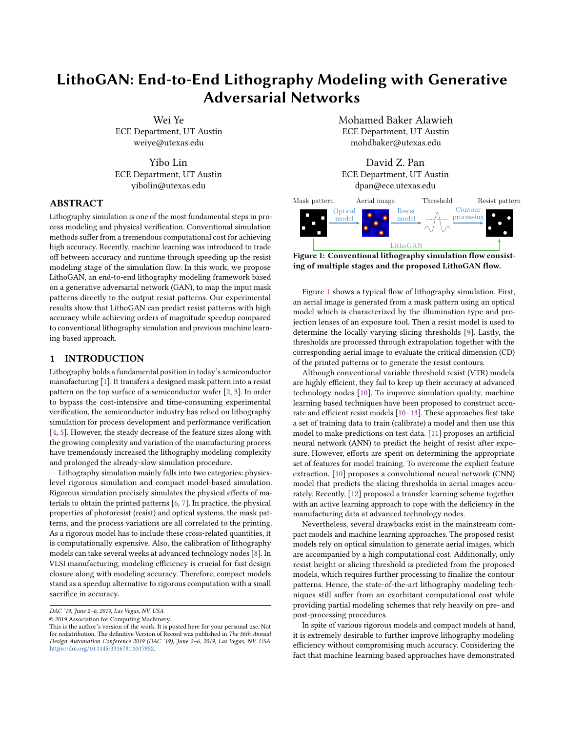# LithoGAN: End-to-End Lithography Modeling with Generative Adversarial Networks

Wei Ye
ECE Department, UT Austin
weiye@utexas.edu

Mohamed Baker Alawieh
ECE Department, UT Austin
mohdbaker@utexas.edu

Yibo Lin
ECE Department, UT Austin
yibolin@utexas.edu

David Z. Pan
ECE Department, UT Austin
dpan@ece.utexas.edu

## ABSTRACT

Lithography simulation is one of the most fundamental steps in process modeling and physical verification. Conventional simulation methods suffer from a tremendous computational cost for achieving high accuracy. Recently, machine learning was introduced to trade off between accuracy and runtime through speeding up the resist modeling stage of the simulation flow. In this work, we propose LithoGAN, an end-to-end lithography modeling framework based on a generative adversarial network (GAN), to map the input mask patterns directly to the output resist patterns. Our experimental results show that LithoGAN can predict resist patterns with high accuracy while achieving orders of magnitude speedup compared to conventional lithography simulation and previous machine learning based approach.

## 1 INTRODUCTION

Lithography holds a fundamental position in today's semiconductor manufacturing [1]. It transfers a designed mask pattern into a resist pattern on the top surface of a semiconductor wafer [2, 3]. In order to bypass the cost-intensive and time-consuming experimental verification, the semiconductor industry has relied on lithography simulation for process development and performance verification [4, 5]. However, the steady decrease of the feature sizes along with the growing complexity and variation of the manufacturing process have tremendously increased the lithography modeling complexity and prolonged the already-slow simulation procedure.

Lithography simulation mainly falls into two categories: physics-level rigorous simulation and compact model-based simulation. Rigorous simulation precisely simulates the physical effects of materials to obtain the printed patterns [6, 7]. In practice, the physical properties of photoresist (resist) and optical systems, the mask patterns, and the process variations are all correlated to the printing. As a rigorous model has to include these cross-related quantities, it is computationally expensive. Also, the calibration of lithography models can take several weeks at advanced technology nodes [8]. In VLSI manufacturing, modeling efficiency is crucial for fast design closure along with modeling accuracy. Therefore, compact models stand as a speedup alternative to rigorous computation with a small sacrifice in accuracy.

DAC '19, June 2–6, 2019, Las Vegas, NV, USA
© 2019 Association for Computing Machinery.
This is the author's version of the work. It is posted here for your personal use. Not for redistribution. The definitive Version of Record was published in *The 56th Annual Design Automation Conference 2019 (DAC '19), June 2–6, 2019, Las Vegas, NV, USA*, https://doi.org/10.1145/3316781.3317852.

Mask pattern — Optical model → Aerial image — Resist model → Threshold — Contour processing → Resist pattern; LithoGAN

**Figure 1: Conventional lithography simulation flow consisting of multiple stages and the proposed LithoGAN flow.**

Figure 1 shows a typical flow of lithography simulation. First, an aerial image is generated from a mask pattern using an optical model which is characterized by the illumination type and projection lenses of an exposure tool. Then a resist model is used to determine the locally varying slicing thresholds [9]. Lastly, the thresholds are processed through extrapolation together with the corresponding aerial image to evaluate the critical dimension (CD) of the printed patterns or to generate the resist contours.

Although conventional variable threshold resist (VTR) models are highly efficient, they fail to keep up their accuracy at advanced technology nodes [10]. To improve simulation quality, machine learning based techniques have been proposed to construct accurate and efficient resist models [10–13]. These approaches first take a set of training data to train (calibrate) a model and then use this model to make predictions on test data. [11] proposes an artificial neural network (ANN) to predict the height of resist after exposure. However, efforts are spent on determining the appropriate set of features for model training. To overcome the explicit feature extraction, [10] proposes a convolutional neural network (CNN) model that predicts the slicing thresholds in aerial images accurately. Recently, [12] proposed a transfer learning scheme together with an active learning approach to cope with the deficiency in the manufacturing data at advanced technology nodes.

Nevertheless, several drawbacks exist in the mainstream compact models and machine learning approaches. The proposed resist models rely on optical simulation to generate aerial images, which are accompanied by a high computational cost. Additionally, only resist height or slicing threshold is predicted from the proposed models, which requires further processing to finalize the contour patterns. Hence, the state-of-the-art lithography modeling techniques still suffer from an exorbitant computational cost while providing partial modeling schemes that rely heavily on pre- and post-processing procedures.

In spite of various rigorous models and compact models at hand, it is extremely desirable to further improve lithography modeling efficiency without compromising much accuracy. Considering the fact that machine learning based approaches have demonstrated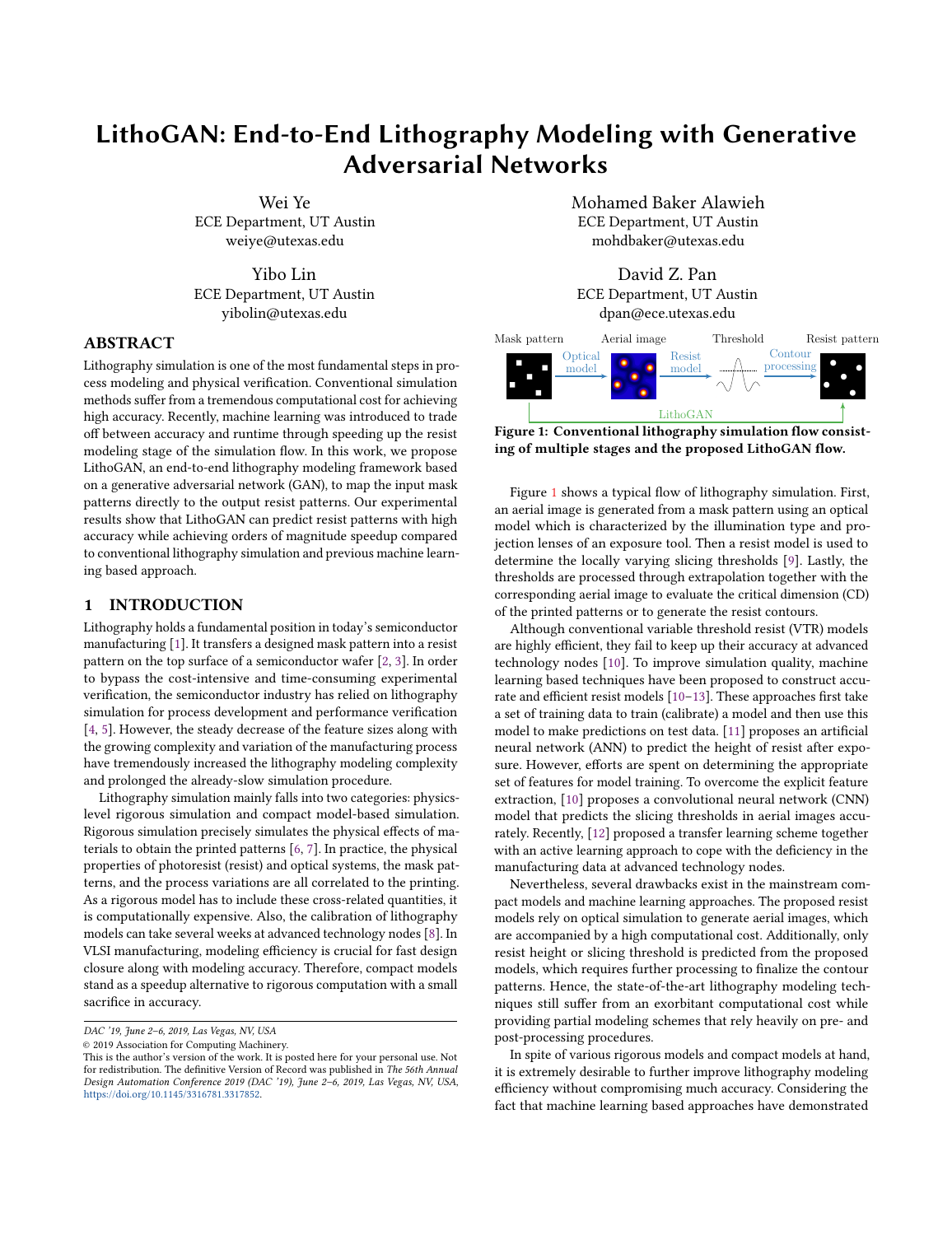# LithoGAN: End-to-End Lithography Modeling with Generative Adversarial Networks

Wei Ye
ECE Department, UT Austin
weiye@utexas.edu

Mohamed Baker Alawieh
ECE Department, UT Austin
mohdbaker@utexas.edu

Yibo Lin
ECE Department, UT Austin
yibolin@utexas.edu

David Z. Pan
ECE Department, UT Austin
dpan@ece.utexas.edu

## ABSTRACT

Lithography simulation is one of the most fundamental steps in process modeling and physical verification. Conventional simulation methods suffer from a tremendous computational cost for achieving high accuracy. Recently, machine learning was introduced to trade off between accuracy and runtime through speeding up the resist modeling stage of the simulation flow. In this work, we propose LithoGAN, an end-to-end lithography modeling framework based on a generative adversarial network (GAN), to map the input mask patterns directly to the output resist patterns. Our experimental results show that LithoGAN can predict resist patterns with high accuracy while achieving orders of magnitude speedup compared to conventional lithography simulation and previous machine learning based approach.

## 1 INTRODUCTION

Lithography holds a fundamental position in today's semiconductor manufacturing [1]. It transfers a designed mask pattern into a resist pattern on the top surface of a semiconductor wafer [2, 3]. In order to bypass the cost-intensive and time-consuming experimental verification, the semiconductor industry has relied on lithography simulation for process development and performance verification [4, 5]. However, the steady decrease of the feature sizes along with the growing complexity and variation of the manufacturing process have tremendously increased the lithography modeling complexity and prolonged the already-slow simulation procedure.

Lithography simulation mainly falls into two categories: physics-level rigorous simulation and compact model-based simulation. Rigorous simulation precisely simulates the physical effects of materials to obtain the printed patterns [6, 7]. In practice, the physical properties of photoresist (resist) and optical systems, the mask patterns, and the process variations are all correlated to the printing. As a rigorous model has to include these cross-related quantities, it is computationally expensive. Also, the calibration of lithography models can take several weeks at advanced technology nodes [8]. In VLSI manufacturing, modeling efficiency is crucial for fast design closure along with modeling accuracy. Therefore, compact models stand as a speedup alternative to rigorous computation with a small sacrifice in accuracy.

DAC '19, June 2–6, 2019, Las Vegas, NV, USA
© 2019 Association for Computing Machinery.
This is the author's version of the work. It is posted here for your personal use. Not for redistribution. The definitive Version of Record was published in *The 56th Annual Design Automation Conference 2019 (DAC '19), June 2–6, 2019, Las Vegas, NV, USA*, https://doi.org/10.1145/3316781.3317852.

Mask pattern | Optical model | Aerial image | Resist model | Threshold | Contour processing | Resist pattern | LithoGAN

**Figure 1: Conventional lithography simulation flow consisting of multiple stages and the proposed LithoGAN flow.**

Figure 1 shows a typical flow of lithography simulation. First, an aerial image is generated from a mask pattern using an optical model which is characterized by the illumination type and projection lenses of an exposure tool. Then a resist model is used to determine the locally varying slicing thresholds [9]. Lastly, the thresholds are processed through extrapolation together with the corresponding aerial image to evaluate the critical dimension (CD) of the printed patterns or to generate the resist contours.

Although conventional variable threshold resist (VTR) models are highly efficient, they fail to keep up their accuracy at advanced technology nodes [10]. To improve simulation quality, machine learning based techniques have been proposed to construct accurate and efficient resist models [10–13]. These approaches first take a set of training data to train (calibrate) a model and then use this model to make predictions on test data. [11] proposes an artificial neural network (ANN) to predict the height of resist after exposure. However, efforts are spent on determining the appropriate set of features for model training. To overcome the explicit feature extraction, [10] proposes a convolutional neural network (CNN) model that predicts the slicing thresholds in aerial images accurately. Recently, [12] proposed a transfer learning scheme together with an active learning approach to cope with the deficiency in the manufacturing data at advanced technology nodes.

Nevertheless, several drawbacks exist in the mainstream compact models and machine learning approaches. The proposed resist models rely on optical simulation to generate aerial images, which are accompanied by a high computational cost. Additionally, only resist height or slicing threshold is predicted from the proposed models, which requires further processing to finalize the contour patterns. Hence, the state-of-the-art lithography modeling techniques still suffer from an exorbitant computational cost while providing partial modeling schemes that rely heavily on pre- and post-processing procedures.

In spite of various rigorous models and compact models at hand, it is extremely desirable to further improve lithography modeling efficiency without compromising much accuracy. Considering the fact that machine learning based approaches have demonstrated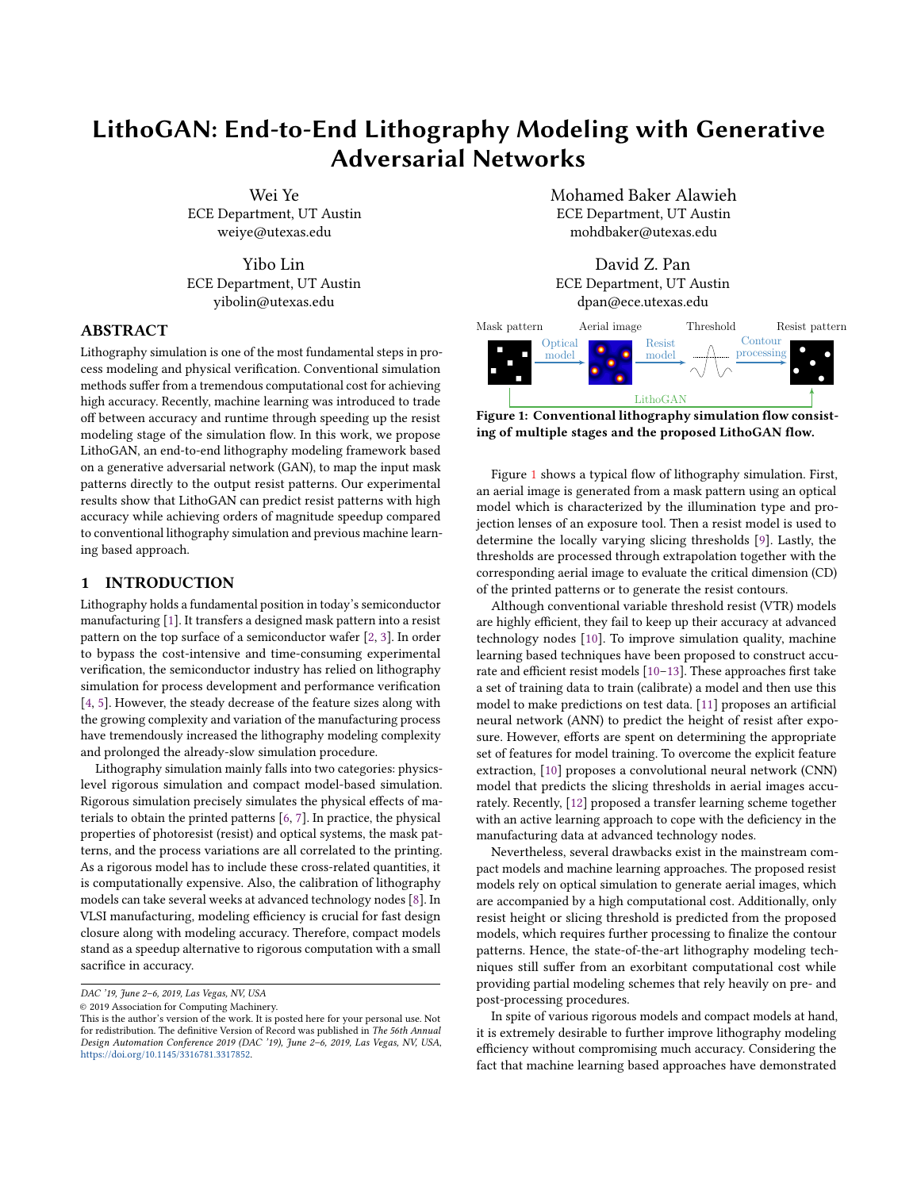# LithoGAN: End-to-End Lithography Modeling with Generative Adversarial Networks

Wei Ye
ECE Department, UT Austin
weiye@utexas.edu

Mohamed Baker Alawieh
ECE Department, UT Austin
mohdbaker@utexas.edu

Yibo Lin
ECE Department, UT Austin
yibolin@utexas.edu

David Z. Pan
ECE Department, UT Austin
dpan@ece.utexas.edu

## ABSTRACT

Lithography simulation is one of the most fundamental steps in process modeling and physical verification. Conventional simulation methods suffer from a tremendous computational cost for achieving high accuracy. Recently, machine learning was introduced to trade off between accuracy and runtime through speeding up the resist modeling stage of the simulation flow. In this work, we propose LithoGAN, an end-to-end lithography modeling framework based on a generative adversarial network (GAN), to map the input mask patterns directly to the output resist patterns. Our experimental results show that LithoGAN can predict resist patterns with high accuracy while achieving orders of magnitude speedup compared to conventional lithography simulation and previous machine learning based approach.

## 1 INTRODUCTION

Lithography holds a fundamental position in today's semiconductor manufacturing [1]. It transfers a designed mask pattern into a resist pattern on the top surface of a semiconductor wafer [2, 3]. In order to bypass the cost-intensive and time-consuming experimental verification, the semiconductor industry has relied on lithography simulation for process development and performance verification [4, 5]. However, the steady decrease of the feature sizes along with the growing complexity and variation of the manufacturing process have tremendously increased the lithography modeling complexity and prolonged the already-slow simulation procedure.

Lithography simulation mainly falls into two categories: physics-level rigorous simulation and compact model-based simulation. Rigorous simulation precisely simulates the physical effects of materials to obtain the printed patterns [6, 7]. In practice, the physical properties of photoresist (resist) and optical systems, the mask patterns, and the process variations are all correlated to the printing. As a rigorous model has to include these cross-related quantities, it is computationally expensive. Also, the calibration of lithography models can take several weeks at advanced technology nodes [8]. In VLSI manufacturing, modeling efficiency is crucial for fast design closure along with modeling accuracy. Therefore, compact models stand as a speedup alternative to rigorous computation with a small sacrifice in accuracy.

DAC '19, June 2–6, 2019, Las Vegas, NV, USA
© 2019 Association for Computing Machinery.
This is the author's version of the work. It is posted here for your personal use. Not for redistribution. The definitive Version of Record was published in *The 56th Annual Design Automation Conference 2019 (DAC '19), June 2–6, 2019, Las Vegas, NV, USA*, https://doi.org/10.1145/3316781.3317852.

Mask pattern — Optical model → Aerial image — Resist model → Threshold — Contour processing → Resist pattern; LithoGAN

**Figure 1: Conventional lithography simulation flow consisting of multiple stages and the proposed LithoGAN flow.**

Figure 1 shows a typical flow of lithography simulation. First, an aerial image is generated from a mask pattern using an optical model which is characterized by the illumination type and projection lenses of an exposure tool. Then a resist model is used to determine the locally varying slicing thresholds [9]. Lastly, the thresholds are processed through extrapolation together with the corresponding aerial image to evaluate the critical dimension (CD) of the printed patterns or to generate the resist contours.

Although conventional variable threshold resist (VTR) models are highly efficient, they fail to keep up their accuracy at advanced technology nodes [10]. To improve simulation quality, machine learning based techniques have been proposed to construct accurate and efficient resist models [10–13]. These approaches first take a set of training data to train (calibrate) a model and then use this model to make predictions on test data. [11] proposes an artificial neural network (ANN) to predict the height of resist after exposure. However, efforts are spent on determining the appropriate set of features for model training. To overcome the explicit feature extraction, [10] proposes a convolutional neural network (CNN) model that predicts the slicing thresholds in aerial images accurately. Recently, [12] proposed a transfer learning scheme together with an active learning approach to cope with the deficiency in the manufacturing data at advanced technology nodes.

Nevertheless, several drawbacks exist in the mainstream compact models and machine learning approaches. The proposed resist models rely on optical simulation to generate aerial images, which are accompanied by a high computational cost. Additionally, only resist height or slicing threshold is predicted from the proposed models, which requires further processing to finalize the contour patterns. Hence, the state-of-the-art lithography modeling techniques still suffer from an exorbitant computational cost while providing partial modeling schemes that rely heavily on pre- and post-processing procedures.

In spite of various rigorous models and compact models at hand, it is extremely desirable to further improve lithography modeling efficiency without compromising much accuracy. Considering the fact that machine learning based approaches have demonstrated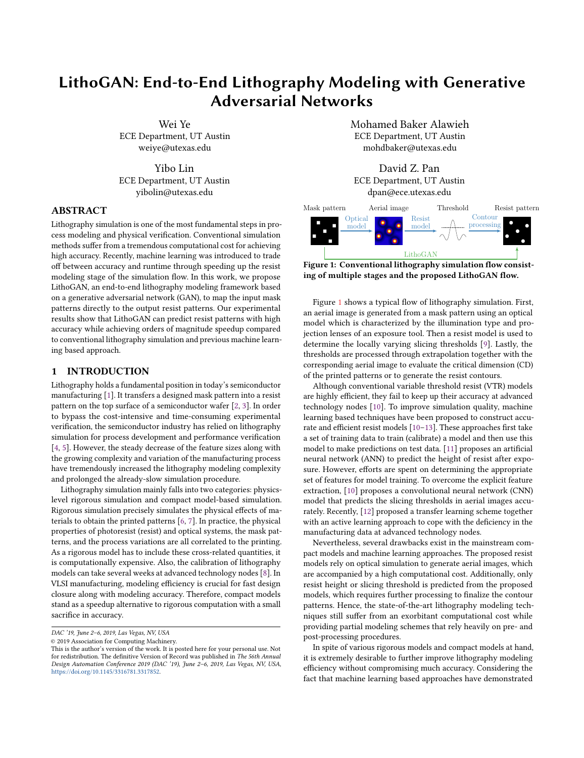# LithoGAN: End-to-End Lithography Modeling with Generative Adversarial Networks

Wei Ye
ECE Department, UT Austin
weiye@utexas.edu

Mohamed Baker Alawieh
ECE Department, UT Austin
mohdbaker@utexas.edu

Yibo Lin
ECE Department, UT Austin
yibolin@utexas.edu

David Z. Pan
ECE Department, UT Austin
dpan@ece.utexas.edu

## ABSTRACT

Lithography simulation is one of the most fundamental steps in process modeling and physical verification. Conventional simulation methods suffer from a tremendous computational cost for achieving high accuracy. Recently, machine learning was introduced to trade off between accuracy and runtime through speeding up the resist modeling stage of the simulation flow. In this work, we propose LithoGAN, an end-to-end lithography modeling framework based on a generative adversarial network (GAN), to map the input mask patterns directly to the output resist patterns. Our experimental results show that LithoGAN can predict resist patterns with high accuracy while achieving orders of magnitude speedup compared to conventional lithography simulation and previous machine learning based approach.

## 1 INTRODUCTION

Lithography holds a fundamental position in today's semiconductor manufacturing [1]. It transfers a designed mask pattern into a resist pattern on the top surface of a semiconductor wafer [2, 3]. In order to bypass the cost-intensive and time-consuming experimental verification, the semiconductor industry has relied on lithography simulation for process development and performance verification [4, 5]. However, the steady decrease of the feature sizes along with the growing complexity and variation of the manufacturing process have tremendously increased the lithography modeling complexity and prolonged the already-slow simulation procedure.

Lithography simulation mainly falls into two categories: physics-level rigorous simulation and compact model-based simulation. Rigorous simulation precisely simulates the physical effects of materials to obtain the printed patterns [6, 7]. In practice, the physical properties of photoresist (resist) and optical systems, the mask patterns, and the process variations are all correlated to the printing. As a rigorous model has to include these cross-related quantities, it is computationally expensive. Also, the calibration of lithography models can take several weeks at advanced technology nodes [8]. In VLSI manufacturing, modeling efficiency is crucial for fast design closure along with modeling accuracy. Therefore, compact models stand as a speedup alternative to rigorous computation with a small sacrifice in accuracy.

DAC '19, June 2–6, 2019, Las Vegas, NV, USA
© 2019 Association for Computing Machinery.
This is the author's version of the work. It is posted here for your personal use. Not for redistribution. The definitive Version of Record was published in *The 56th Annual Design Automation Conference 2019 (DAC '19), June 2–6, 2019, Las Vegas, NV, USA*, https://doi.org/10.1145/3316781.3317852.

Mask pattern
Aerial image
Threshold
Resist pattern
Optical model
Resist model
Contour processing
LithoGAN

**Figure 1: Conventional lithography simulation flow consisting of multiple stages and the proposed LithoGAN flow.**

Figure 1 shows a typical flow of lithography simulation. First, an aerial image is generated from a mask pattern using an optical model which is characterized by the illumination type and projection lenses of an exposure tool. Then a resist model is used to determine the locally varying slicing thresholds [9]. Lastly, the thresholds are processed through extrapolation together with the corresponding aerial image to evaluate the critical dimension (CD) of the printed patterns or to generate the resist contours.

Although conventional variable threshold resist (VTR) models are highly efficient, they fail to keep up their accuracy at advanced technology nodes [10]. To improve simulation quality, machine learning based techniques have been proposed to construct accurate and efficient resist models [10–13]. These approaches first take a set of training data to train (calibrate) a model and then use this model to make predictions on test data. [11] proposes an artificial neural network (ANN) to predict the height of resist after exposure. However, efforts are spent on determining the appropriate set of features for model training. To overcome the explicit feature extraction, [10] proposes a convolutional neural network (CNN) model that predicts the slicing thresholds in aerial images accurately. Recently, [12] proposed a transfer learning scheme together with an active learning approach to cope with the deficiency in the manufacturing data at advanced technology nodes.

Nevertheless, several drawbacks exist in the mainstream compact models and machine learning approaches. The proposed resist models rely on optical simulation to generate aerial images, which are accompanied by a high computational cost. Additionally, only resist height or slicing threshold is predicted from the proposed models, which requires further processing to finalize the contour patterns. Hence, the state-of-the-art lithography modeling techniques still suffer from an exorbitant computational cost while providing partial modeling schemes that rely heavily on pre- and post-processing procedures.

In spite of various rigorous models and compact models at hand, it is extremely desirable to further improve lithography modeling efficiency without compromising much accuracy. Considering the fact that machine learning based approaches have demonstrated